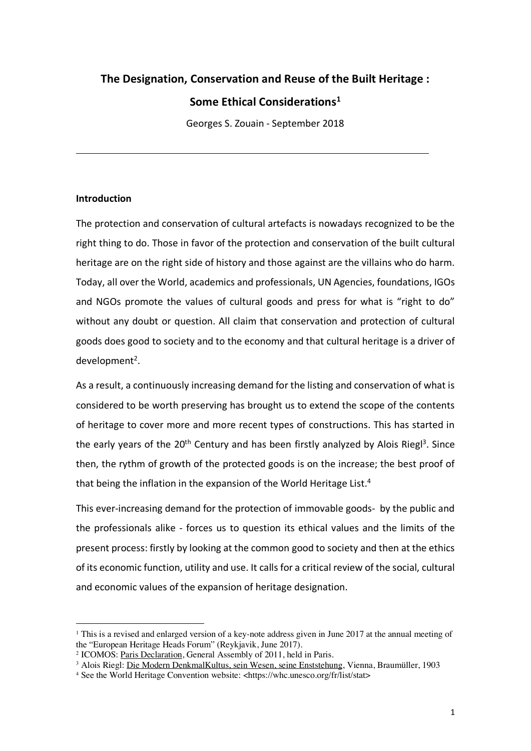# The Designation, Conservation and Reuse of the Built Heritage : Some Ethical Considerations[1]

Georges S. Zouain - September 2018

---

## Introduction

The protection and conservation of cultural artefacts is nowadays recognized to be the right thing to do. Those in favor of the protection and conservation of the built cultural heritage are on the right side of history and those against are the villains who do harm. Today, all over the World, academics and professionals, UN Agencies, foundations, IGOs and NGOs promote the values of cultural goods and press for what is "right to do" without any doubt or question. All claim that conservation and protection of cultural goods does good to society and to the economy and that cultural heritage is a driver of development[2].

As a result, a continuously increasing demand for the listing and conservation of what is considered to be worth preserving has brought us to extend the scope of the contents of heritage to cover more and more recent types of constructions. This has started in the early years of the 20th Century and has been firstly analyzed by Alois Riegl[3]. Since then, the rythm of growth of the protected goods is on the increase; the best proof of that being the inflation in the expansion of the World Heritage List.[4]

This ever-increasing demand for the protection of immovable goods- by the public and the professionals alike - forces us to question its ethical values and the limits of the present process: firstly by looking at the common good to society and then at the ethics of its economic function, utility and use. It calls for a critical review of the social, cultural and economic values of the expansion of heritage designation.

---

[1] This is a revised and enlarged version of a key-note address given in June 2017 at the annual meeting of the "European Heritage Heads Forum" (Reykjavik, June 2017).

[2] ICOMOS: Paris Declaration, General Assembly of 2011, held in Paris.

[3] Alois Riegl: Die Modern DenkmalKultus, sein Wesen, seine Enststehung, Vienna, Braumüller, 1903

[4] See the World Heritage Convention website: <https://whc.unesco.org/fr/list/stat>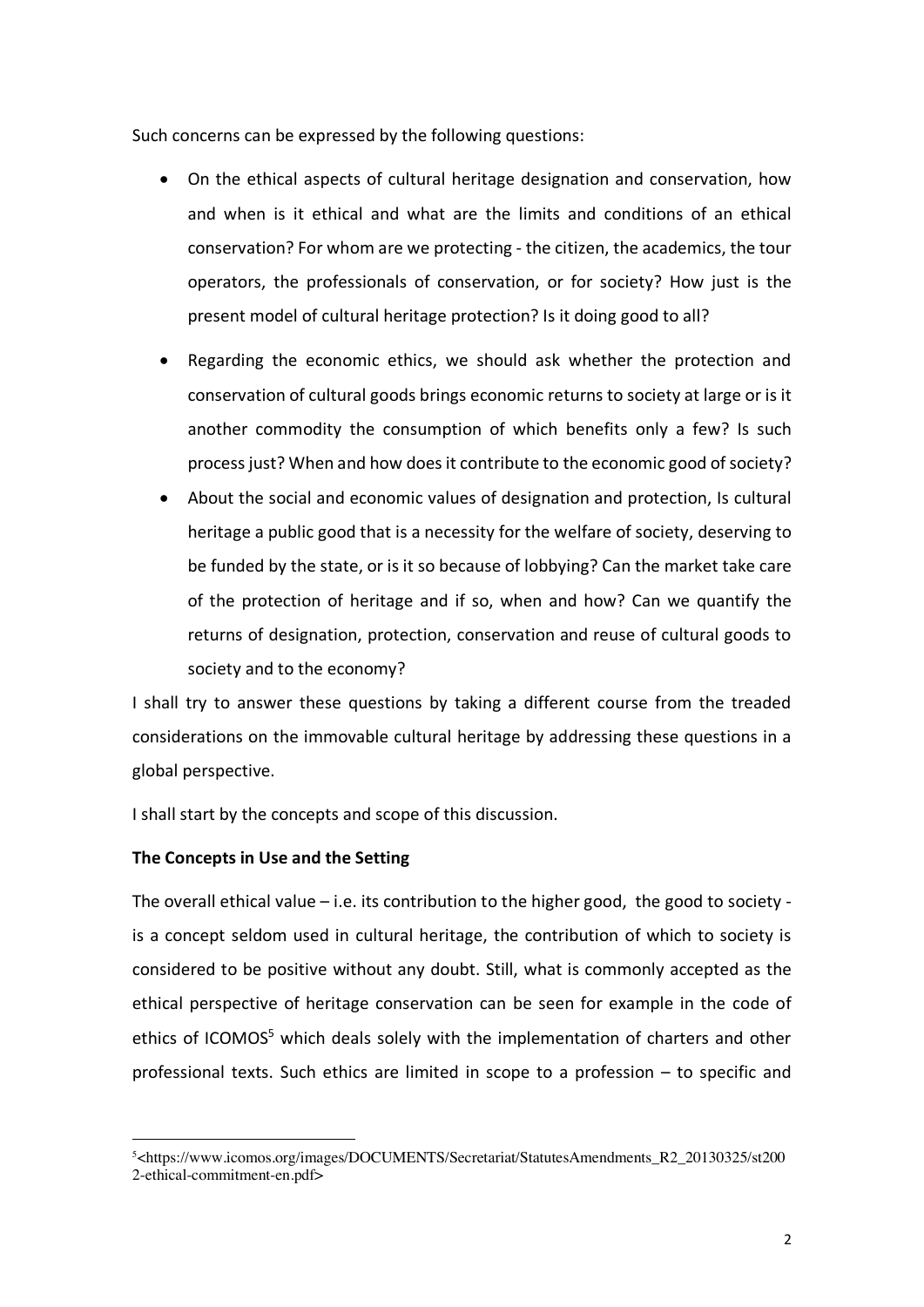Such concerns can be expressed by the following questions:

- On the ethical aspects of cultural heritage designation and conservation, how and when is it ethical and what are the limits and conditions of an ethical conservation? For whom are we protecting - the citizen, the academics, the tour operators, the professionals of conservation, or for society? How just is the present model of cultural heritage protection? Is it doing good to all?
- Regarding the economic ethics, we should ask whether the protection and conservation of cultural goods brings economic returns to society at large or is it another commodity the consumption of which benefits only a few? Is such process just? When and how does it contribute to the economic good of society?
- About the social and economic values of designation and protection, Is cultural heritage a public good that is a necessity for the welfare of society, deserving to be funded by the state, or is it so because of lobbying? Can the market take care of the protection of heritage and if so, when and how? Can we quantify the returns of designation, protection, conservation and reuse of cultural goods to society and to the economy?

I shall try to answer these questions by taking a different course from the treaded considerations on the immovable cultural heritage by addressing these questions in a global perspective.

I shall start by the concepts and scope of this discussion.

**The Concepts in Use and the Setting**

The overall ethical value – i.e. its contribution to the higher good, the good to society - is a concept seldom used in cultural heritage, the contribution of which to society is considered to be positive without any doubt. Still, what is commonly accepted as the ethical perspective of heritage conservation can be seen for example in the code of ethics of ICOMOS[5] which deals solely with the implementation of charters and other professional texts. Such ethics are limited in scope to a profession – to specific and

---

[5]<https://www.icomos.org/images/DOCUMENTS/Secretariat/StatutesAmendments_R2_20130325/st2002-ethical-commitment-en.pdf>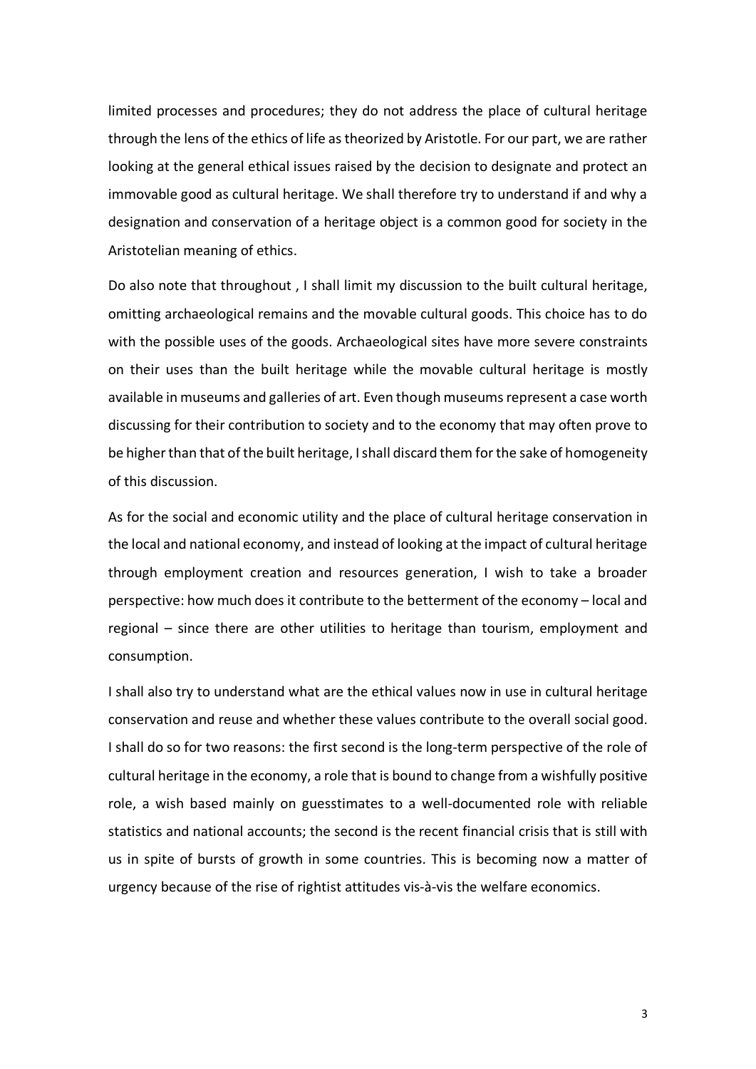limited processes and procedures; they do not address the place of cultural heritage through the lens of the ethics of life as theorized by Aristotle. For our part, we are rather looking at the general ethical issues raised by the decision to designate and protect an immovable good as cultural heritage. We shall therefore try to understand if and why a designation and conservation of a heritage object is a common good for society in the Aristotelian meaning of ethics.

Do also note that throughout , I shall limit my discussion to the built cultural heritage, omitting archaeological remains and the movable cultural goods. This choice has to do with the possible uses of the goods. Archaeological sites have more severe constraints on their uses than the built heritage while the movable cultural heritage is mostly available in museums and galleries of art. Even though museums represent a case worth discussing for their contribution to society and to the economy that may often prove to be higher than that of the built heritage, I shall discard them for the sake of homogeneity of this discussion.

As for the social and economic utility and the place of cultural heritage conservation in the local and national economy, and instead of looking at the impact of cultural heritage through employment creation and resources generation, I wish to take a broader perspective: how much does it contribute to the betterment of the economy – local and regional – since there are other utilities to heritage than tourism, employment and consumption.

I shall also try to understand what are the ethical values now in use in cultural heritage conservation and reuse and whether these values contribute to the overall social good. I shall do so for two reasons: the first second is the long-term perspective of the role of cultural heritage in the economy, a role that is bound to change from a wishfully positive role, a wish based mainly on guesstimates to a well-documented role with reliable statistics and national accounts; the second is the recent financial crisis that is still with us in spite of bursts of growth in some countries. This is becoming now a matter of urgency because of the rise of rightist attitudes vis-à-vis the welfare economics.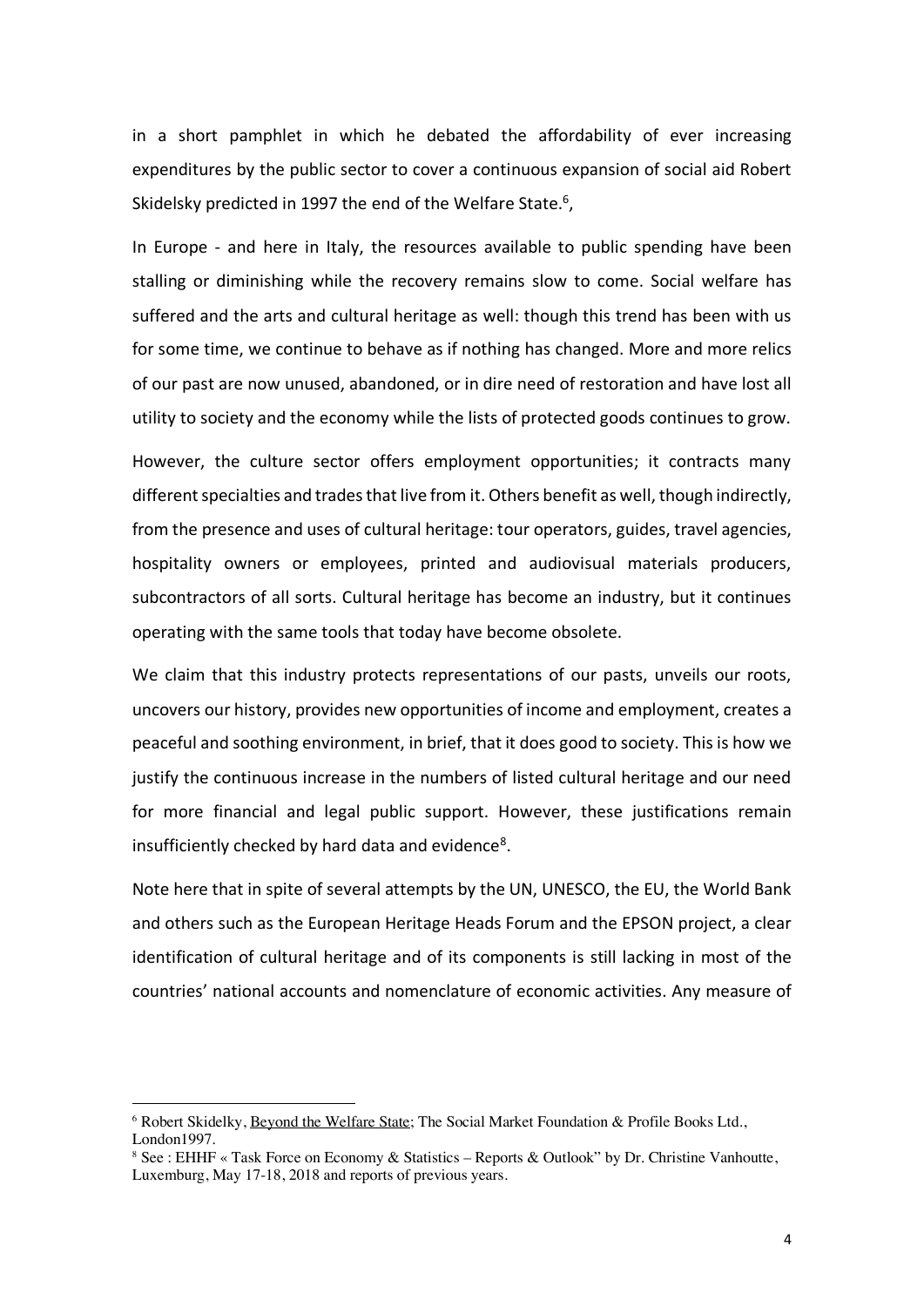in a short pamphlet in which he debated the affordability of ever increasing expenditures by the public sector to cover a continuous expansion of social aid Robert Skidelsky predicted in 1997 the end of the Welfare State.[6],

In Europe - and here in Italy, the resources available to public spending have been stalling or diminishing while the recovery remains slow to come. Social welfare has suffered and the arts and cultural heritage as well: though this trend has been with us for some time, we continue to behave as if nothing has changed. More and more relics of our past are now unused, abandoned, or in dire need of restoration and have lost all utility to society and the economy while the lists of protected goods continues to grow.

However, the culture sector offers employment opportunities; it contracts many different specialties and trades that live from it. Others benefit as well, though indirectly, from the presence and uses of cultural heritage: tour operators, guides, travel agencies, hospitality owners or employees, printed and audiovisual materials producers, subcontractors of all sorts. Cultural heritage has become an industry, but it continues operating with the same tools that today have become obsolete.

We claim that this industry protects representations of our pasts, unveils our roots, uncovers our history, provides new opportunities of income and employment, creates a peaceful and soothing environment, in brief, that it does good to society. This is how we justify the continuous increase in the numbers of listed cultural heritage and our need for more financial and legal public support. However, these justifications remain insufficiently checked by hard data and evidence[8].

Note here that in spite of several attempts by the UN, UNESCO, the EU, the World Bank and others such as the European Heritage Heads Forum and the EPSON project, a clear identification of cultural heritage and of its components is still lacking in most of the countries' national accounts and nomenclature of economic activities. Any measure of

---

[6] Robert Skidelky, Beyond the Welfare State; The Social Market Foundation & Profile Books Ltd., London1997.

[8] See : EHHF « Task Force on Economy & Statistics – Reports & Outlook" by Dr. Christine Vanhoutte, Luxemburg, May 17-18, 2018 and reports of previous years.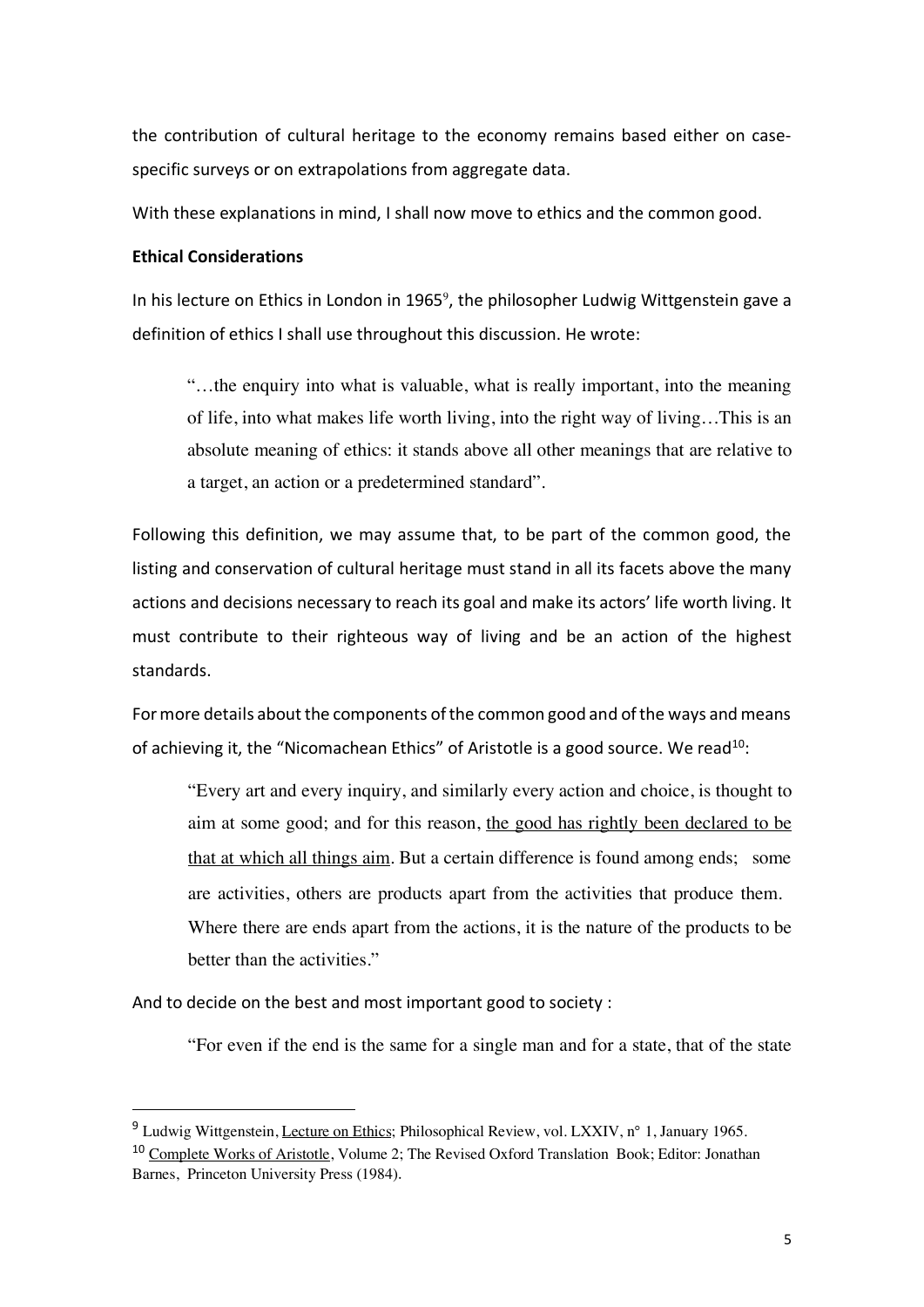the contribution of cultural heritage to the economy remains based either on case-specific surveys or on extrapolations from aggregate data.

With these explanations in mind, I shall now move to ethics and the common good.

**Ethical Considerations**

In his lecture on Ethics in London in 1965[9], the philosopher Ludwig Wittgenstein gave a definition of ethics I shall use throughout this discussion. He wrote:

> "…the enquiry into what is valuable, what is really important, into the meaning of life, into what makes life worth living, into the right way of living…This is an absolute meaning of ethics: it stands above all other meanings that are relative to a target, an action or a predetermined standard".

Following this definition, we may assume that, to be part of the common good, the listing and conservation of cultural heritage must stand in all its facets above the many actions and decisions necessary to reach its goal and make its actors' life worth living. It must contribute to their righteous way of living and be an action of the highest standards.

For more details about the components of the common good and of the ways and means of achieving it, the "Nicomachean Ethics" of Aristotle is a good source. We read[10]:

> "Every art and every inquiry, and similarly every action and choice, is thought to aim at some good; and for this reason, <u>the good has rightly been declared to be that at which all things aim</u>. But a certain difference is found among ends; some are activities, others are products apart from the activities that produce them. Where there are ends apart from the actions, it is the nature of the products to be better than the activities."

And to decide on the best and most important good to society :

> "For even if the end is the same for a single man and for a state, that of the state

---

[9] Ludwig Wittgenstein, <u>Lecture on Ethics</u>; Philosophical Review, vol. LXXIV, n° 1, January 1965.

[10] <u>Complete Works of Aristotle</u>, Volume 2; The Revised Oxford Translation Book; Editor: Jonathan Barnes, Princeton University Press (1984).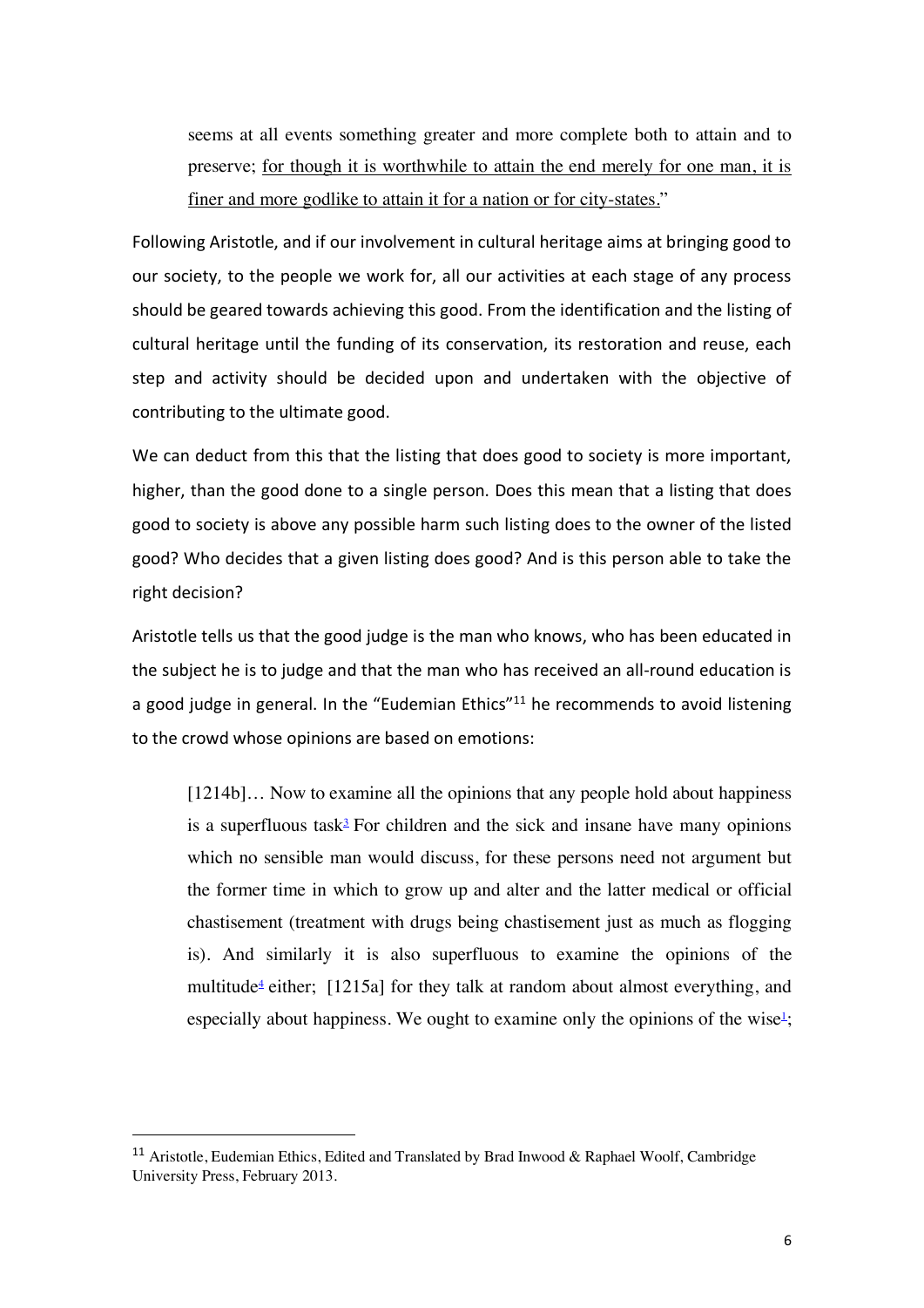> seems at all events something greater and more complete both to attain and to preserve; <u>for though it is worthwhile to attain the end merely for one man, it is finer and more godlike to attain it for a nation or for city-states.</u>"

Following Aristotle, and if our involvement in cultural heritage aims at bringing good to our society, to the people we work for, all our activities at each stage of any process should be geared towards achieving this good. From the identification and the listing of cultural heritage until the funding of its conservation, its restoration and reuse, each step and activity should be decided upon and undertaken with the objective of contributing to the ultimate good.

We can deduct from this that the listing that does good to society is more important, higher, than the good done to a single person. Does this mean that a listing that does good to society is above any possible harm such listing does to the owner of the listed good? Who decides that a given listing does good? And is this person able to take the right decision?

Aristotle tells us that the good judge is the man who knows, who has been educated in the subject he is to judge and that the man who has received an all-round education is a good judge in general. In the "Eudemian Ethics"[11] he recommends to avoid listening to the crowd whose opinions are based on emotions:

> [1214b]… Now to examine all the opinions that any people hold about happiness is a superfluous task[3] For children and the sick and insane have many opinions which no sensible man would discuss, for these persons need not argument but the former time in which to grow up and alter and the latter medical or official chastisement (treatment with drugs being chastisement just as much as flogging is). And similarly it is also superfluous to examine the opinions of the multitude[4] either; [1215a] for they talk at random about almost everything, and especially about happiness. We ought to examine only the opinions of the wise[1];

---

[11] Aristotle, Eudemian Ethics, Edited and Translated by Brad Inwood & Raphael Woolf, Cambridge University Press, February 2013.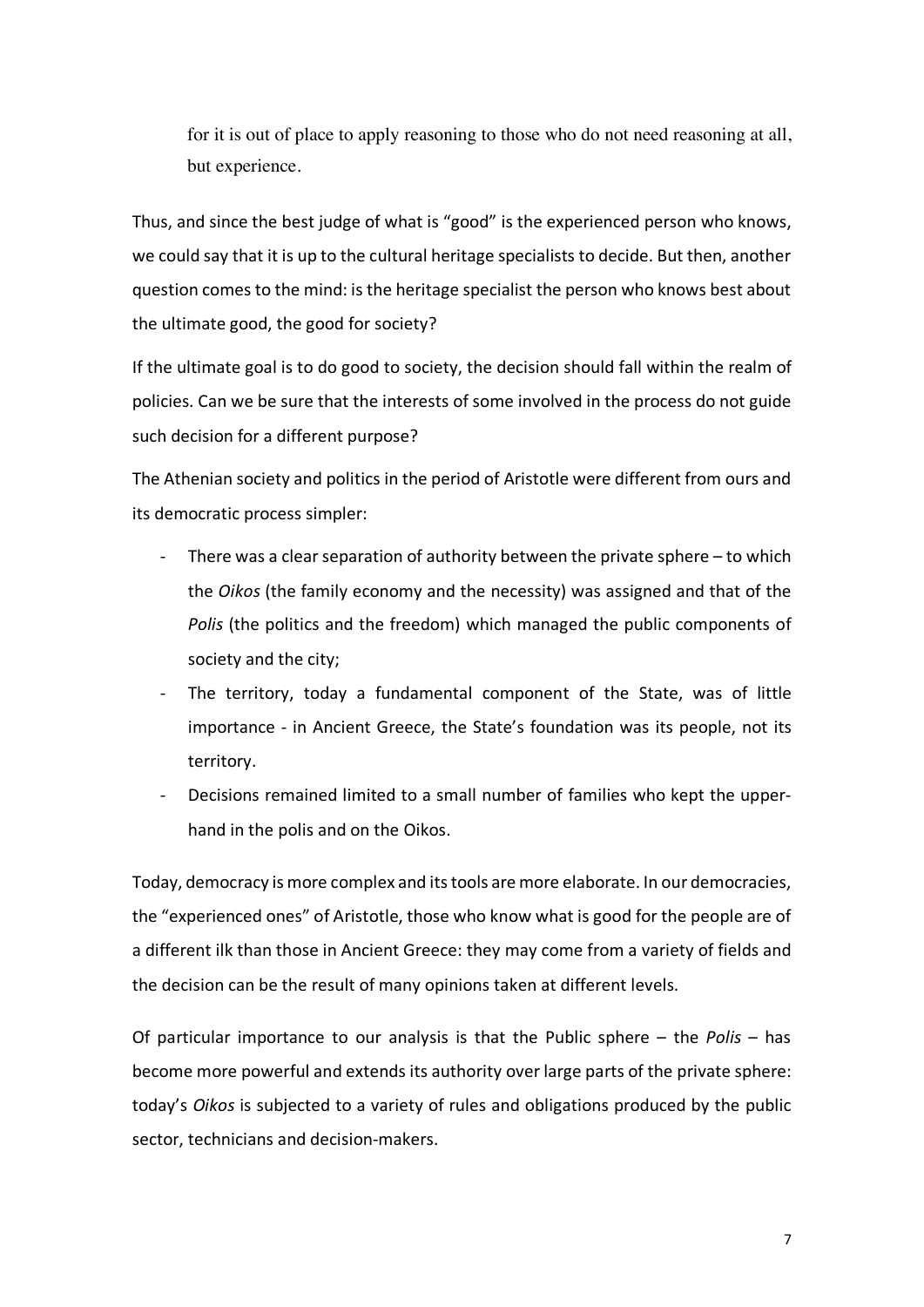> for it is out of place to apply reasoning to those who do not need reasoning at all, but experience.

Thus, and since the best judge of what is "good" is the experienced person who knows, we could say that it is up to the cultural heritage specialists to decide. But then, another question comes to the mind: is the heritage specialist the person who knows best about the ultimate good, the good for society?

If the ultimate goal is to do good to society, the decision should fall within the realm of policies. Can we be sure that the interests of some involved in the process do not guide such decision for a different purpose?

The Athenian society and politics in the period of Aristotle were different from ours and its democratic process simpler:

- There was a clear separation of authority between the private sphere – to which the *Oikos* (the family economy and the necessity) was assigned and that of the *Polis* (the politics and the freedom) which managed the public components of society and the city;
- The territory, today a fundamental component of the State, was of little importance - in Ancient Greece, the State's foundation was its people, not its territory.
- Decisions remained limited to a small number of families who kept the upper-hand in the polis and on the Oikos.

Today, democracy is more complex and its tools are more elaborate. In our democracies, the "experienced ones" of Aristotle, those who know what is good for the people are of a different ilk than those in Ancient Greece: they may come from a variety of fields and the decision can be the result of many opinions taken at different levels.

Of particular importance to our analysis is that the Public sphere – the *Polis* – has become more powerful and extends its authority over large parts of the private sphere: today's *Oikos* is subjected to a variety of rules and obligations produced by the public sector, technicians and decision-makers.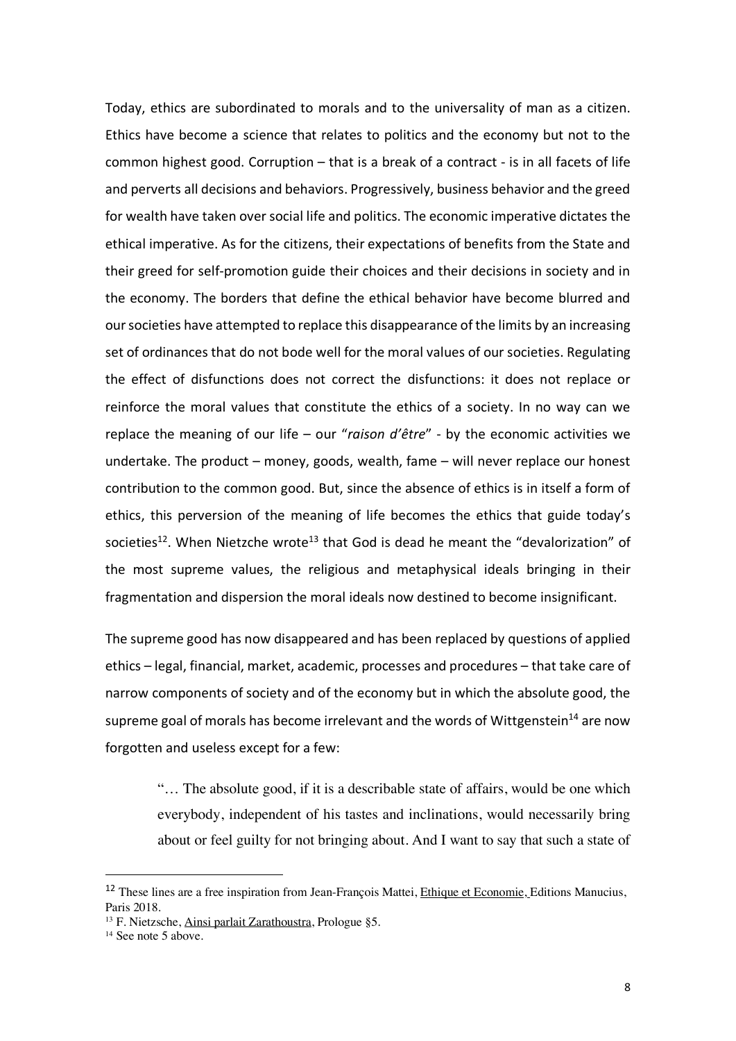Today, ethics are subordinated to morals and to the universality of man as a citizen. Ethics have become a science that relates to politics and the economy but not to the common highest good. Corruption – that is a break of a contract - is in all facets of life and perverts all decisions and behaviors. Progressively, business behavior and the greed for wealth have taken over social life and politics. The economic imperative dictates the ethical imperative. As for the citizens, their expectations of benefits from the State and their greed for self-promotion guide their choices and their decisions in society and in the economy. The borders that define the ethical behavior have become blurred and our societies have attempted to replace this disappearance of the limits by an increasing set of ordinances that do not bode well for the moral values of our societies. Regulating the effect of disfunctions does not correct the disfunctions: it does not replace or reinforce the moral values that constitute the ethics of a society. In no way can we replace the meaning of our life – our "*raison d'être*" - by the economic activities we undertake. The product – money, goods, wealth, fame – will never replace our honest contribution to the common good. But, since the absence of ethics is in itself a form of ethics, this perversion of the meaning of life becomes the ethics that guide today's societies[12]. When Nietzche wrote[13] that God is dead he meant the "devalorization" of the most supreme values, the religious and metaphysical ideals bringing in their fragmentation and dispersion the moral ideals now destined to become insignificant.

The supreme good has now disappeared and has been replaced by questions of applied ethics – legal, financial, market, academic, processes and procedures – that take care of narrow components of society and of the economy but in which the absolute good, the supreme goal of morals has become irrelevant and the words of Wittgenstein[14] are now forgotten and useless except for a few:

> "… The absolute good, if it is a describable state of affairs, would be one which everybody, independent of his tastes and inclinations, would necessarily bring about or feel guilty for not bringing about. And I want to say that such a state of

---

[12] These lines are a free inspiration from Jean-François Mattei, Ethique et Economie, Editions Manucius, Paris 2018.

[13] F. Nietzsche, Ainsi parlait Zarathoustra, Prologue §5.

[14] See note 5 above.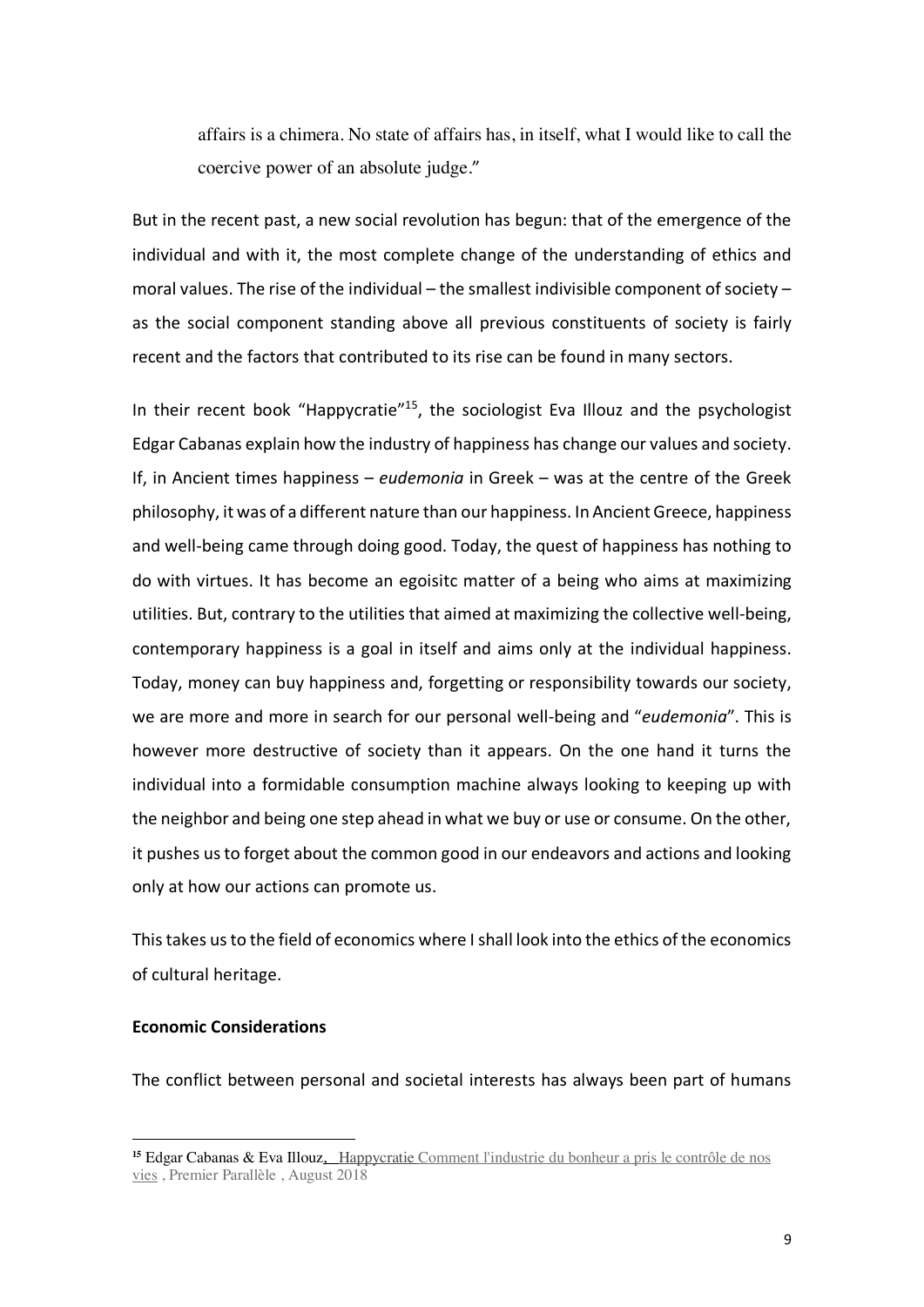> affairs is a chimera. No state of affairs has, in itself, what I would like to call the coercive power of an absolute judge."

But in the recent past, a new social revolution has begun: that of the emergence of the individual and with it, the most complete change of the understanding of ethics and moral values. The rise of the individual – the smallest indivisible component of society – as the social component standing above all previous constituents of society is fairly recent and the factors that contributed to its rise can be found in many sectors.

In their recent book "Happycratie"[15], the sociologist Eva Illouz and the psychologist Edgar Cabanas explain how the industry of happiness has change our values and society. If, in Ancient times happiness – *eudemonia* in Greek – was at the centre of the Greek philosophy, it was of a different nature than our happiness. In Ancient Greece, happiness and well-being came through doing good. Today, the quest of happiness has nothing to do with virtues. It has become an egoisitc matter of a being who aims at maximizing utilities. But, contrary to the utilities that aimed at maximizing the collective well-being, contemporary happiness is a goal in itself and aims only at the individual happiness. Today, money can buy happiness and, forgetting or responsibility towards our society, we are more and more in search for our personal well-being and "*eudemonia*". This is however more destructive of society than it appears. On the one hand it turns the individual into a formidable consumption machine always looking to keeping up with the neighbor and being one step ahead in what we buy or use or consume. On the other, it pushes us to forget about the common good in our endeavors and actions and looking only at how our actions can promote us.

This takes us to the field of economics where I shall look into the ethics of the economics of cultural heritage.

**Economic Considerations**

The conflict between personal and societal interests has always been part of humans

---

[15] Edgar Cabanas & Eva Illouz, Happycratie Comment l'industrie du bonheur a pris le contrôle de nos vies , Premier Parallèle , August 2018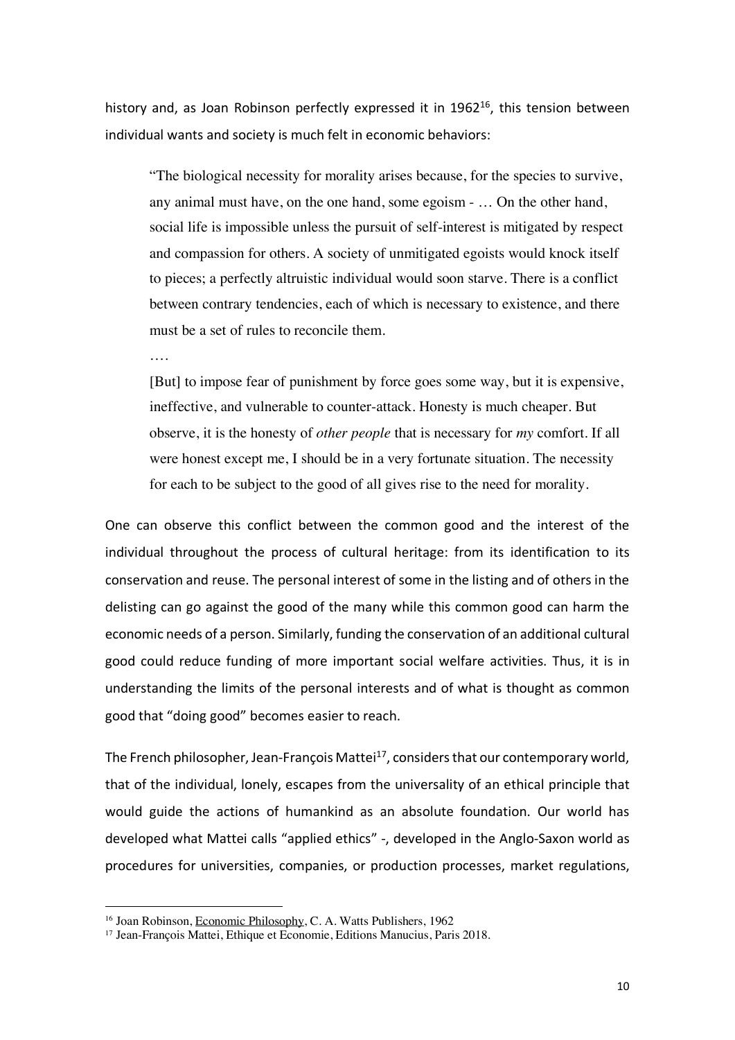history and, as Joan Robinson perfectly expressed it in 1962[16], this tension between individual wants and society is much felt in economic behaviors:

> "The biological necessity for morality arises because, for the species to survive, any animal must have, on the one hand, some egoism - … On the other hand, social life is impossible unless the pursuit of self-interest is mitigated by respect and compassion for others. A society of unmitigated egoists would knock itself to pieces; a perfectly altruistic individual would soon starve. There is a conflict between contrary tendencies, each of which is necessary to existence, and there must be a set of rules to reconcile them.
>
> ….
>
> [But] to impose fear of punishment by force goes some way, but it is expensive, ineffective, and vulnerable to counter-attack. Honesty is much cheaper. But observe, it is the honesty of *other people* that is necessary for *my* comfort. If all were honest except me, I should be in a very fortunate situation. The necessity for each to be subject to the good of all gives rise to the need for morality.

One can observe this conflict between the common good and the interest of the individual throughout the process of cultural heritage: from its identification to its conservation and reuse. The personal interest of some in the listing and of others in the delisting can go against the good of the many while this common good can harm the economic needs of a person. Similarly, funding the conservation of an additional cultural good could reduce funding of more important social welfare activities. Thus, it is in understanding the limits of the personal interests and of what is thought as common good that "doing good" becomes easier to reach.

The French philosopher, Jean-François Mattei[17], considers that our contemporary world, that of the individual, lonely, escapes from the universality of an ethical principle that would guide the actions of humankind as an absolute foundation. Our world has developed what Mattei calls "applied ethics" -, developed in the Anglo-Saxon world as procedures for universities, companies, or production processes, market regulations,

---

[16] Joan Robinson, Economic Philosophy, C. A. Watts Publishers, 1962

[17] Jean-François Mattei, Ethique et Economie, Editions Manucius, Paris 2018.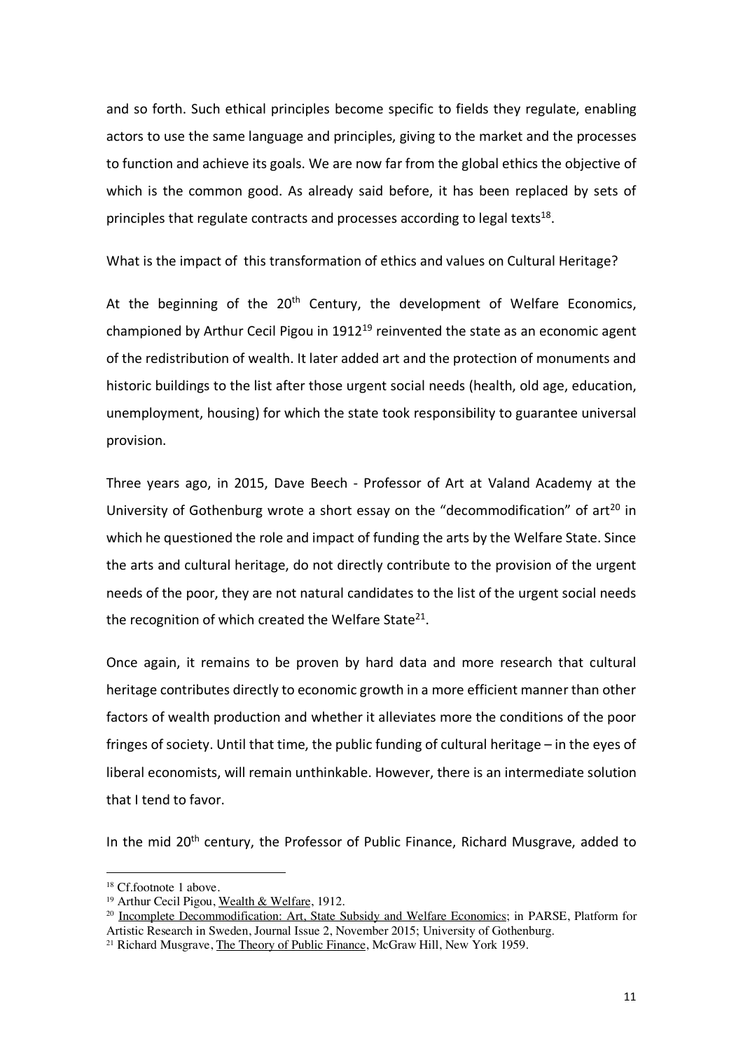and so forth. Such ethical principles become specific to fields they regulate, enabling actors to use the same language and principles, giving to the market and the processes to function and achieve its goals. We are now far from the global ethics the objective of which is the common good. As already said before, it has been replaced by sets of principles that regulate contracts and processes according to legal texts[18].

What is the impact of this transformation of ethics and values on Cultural Heritage?

At the beginning of the 20th Century, the development of Welfare Economics, championed by Arthur Cecil Pigou in 1912[19] reinvented the state as an economic agent of the redistribution of wealth. It later added art and the protection of monuments and historic buildings to the list after those urgent social needs (health, old age, education, unemployment, housing) for which the state took responsibility to guarantee universal provision.

Three years ago, in 2015, Dave Beech - Professor of Art at Valand Academy at the University of Gothenburg wrote a short essay on the "decommodification" of art[20] in which he questioned the role and impact of funding the arts by the Welfare State. Since the arts and cultural heritage, do not directly contribute to the provision of the urgent needs of the poor, they are not natural candidates to the list of the urgent social needs the recognition of which created the Welfare State[21].

Once again, it remains to be proven by hard data and more research that cultural heritage contributes directly to economic growth in a more efficient manner than other factors of wealth production and whether it alleviates more the conditions of the poor fringes of society. Until that time, the public funding of cultural heritage – in the eyes of liberal economists, will remain unthinkable. However, there is an intermediate solution that I tend to favor.

In the mid 20th century, the Professor of Public Finance, Richard Musgrave, added to

---

[18] Cf.footnote 1 above.

[19] Arthur Cecil Pigou, Wealth & Welfare, 1912.

[20] Incomplete Decommodification: Art, State Subsidy and Welfare Economics; in PARSE, Platform for Artistic Research in Sweden, Journal Issue 2, November 2015; University of Gothenburg.

[21] Richard Musgrave, The Theory of Public Finance, McGraw Hill, New York 1959.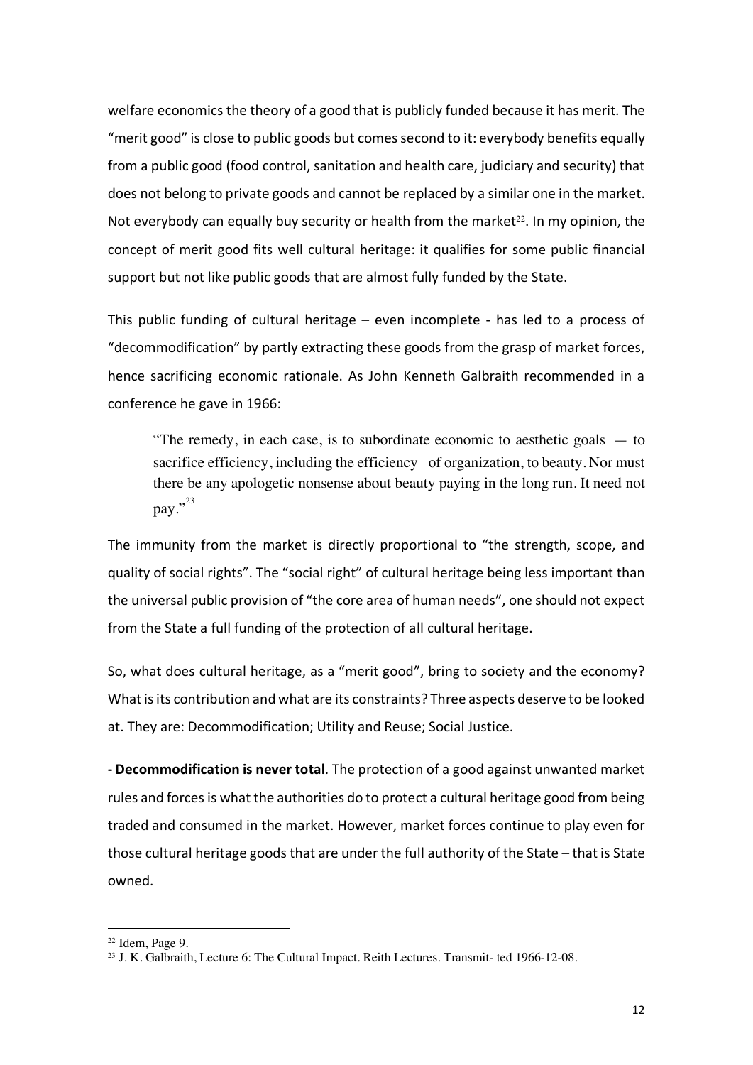welfare economics the theory of a good that is publicly funded because it has merit. The "merit good" is close to public goods but comes second to it: everybody benefits equally from a public good (food control, sanitation and health care, judiciary and security) that does not belong to private goods and cannot be replaced by a similar one in the market. Not everybody can equally buy security or health from the market[22]. In my opinion, the concept of merit good fits well cultural heritage: it qualifies for some public financial support but not like public goods that are almost fully funded by the State.

This public funding of cultural heritage – even incomplete - has led to a process of "decommodification" by partly extracting these goods from the grasp of market forces, hence sacrificing economic rationale. As John Kenneth Galbraith recommended in a conference he gave in 1966:

> "The remedy, in each case, is to subordinate economic to aesthetic goals — to sacrifice efficiency, including the efficiency of organization, to beauty. Nor must there be any apologetic nonsense about beauty paying in the long run. It need not pay."[23]

The immunity from the market is directly proportional to "the strength, scope, and quality of social rights". The "social right" of cultural heritage being less important than the universal public provision of "the core area of human needs", one should not expect from the State a full funding of the protection of all cultural heritage.

So, what does cultural heritage, as a "merit good", bring to society and the economy? What is its contribution and what are its constraints? Three aspects deserve to be looked at. They are: Decommodification; Utility and Reuse; Social Justice.

**- Decommodification is never total**. The protection of a good against unwanted market rules and forces is what the authorities do to protect a cultural heritage good from being traded and consumed in the market. However, market forces continue to play even for those cultural heritage goods that are under the full authority of the State – that is State owned.

---

[22] Idem, Page 9.

[23] J. K. Galbraith, Lecture 6: The Cultural Impact. Reith Lectures. Transmit- ted 1966-12-08.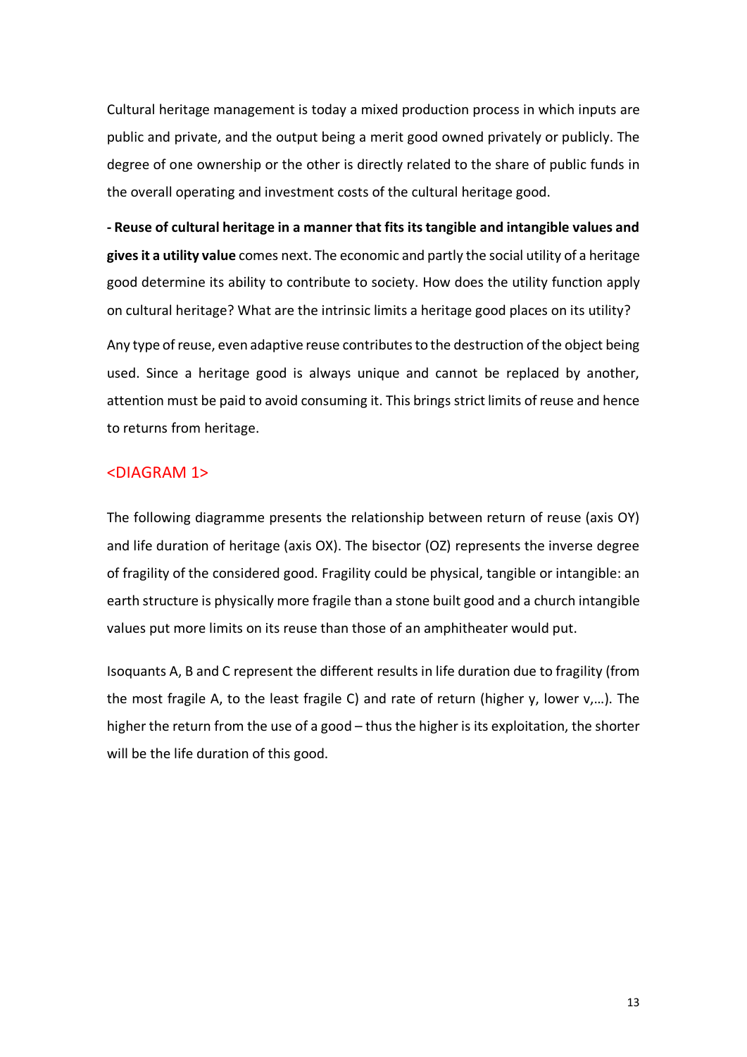Cultural heritage management is today a mixed production process in which inputs are public and private, and the output being a merit good owned privately or publicly. The degree of one ownership or the other is directly related to the share of public funds in the overall operating and investment costs of the cultural heritage good.

**- Reuse of cultural heritage in a manner that fits its tangible and intangible values and gives it a utility value** comes next. The economic and partly the social utility of a heritage good determine its ability to contribute to society. How does the utility function apply on cultural heritage? What are the intrinsic limits a heritage good places on its utility?

Any type of reuse, even adaptive reuse contributes to the destruction of the object being used. Since a heritage good is always unique and cannot be replaced by another, attention must be paid to avoid consuming it. This brings strict limits of reuse and hence to returns from heritage.

<DIAGRAM 1>

The following diagramme presents the relationship between return of reuse (axis OY) and life duration of heritage (axis OX). The bisector (OZ) represents the inverse degree of fragility of the considered good. Fragility could be physical, tangible or intangible: an earth structure is physically more fragile than a stone built good and a church intangible values put more limits on its reuse than those of an amphitheater would put.

Isoquants A, B and C represent the different results in life duration due to fragility (from the most fragile A, to the least fragile C) and rate of return (higher y, lower v,…). The higher the return from the use of a good – thus the higher is its exploitation, the shorter will be the life duration of this good.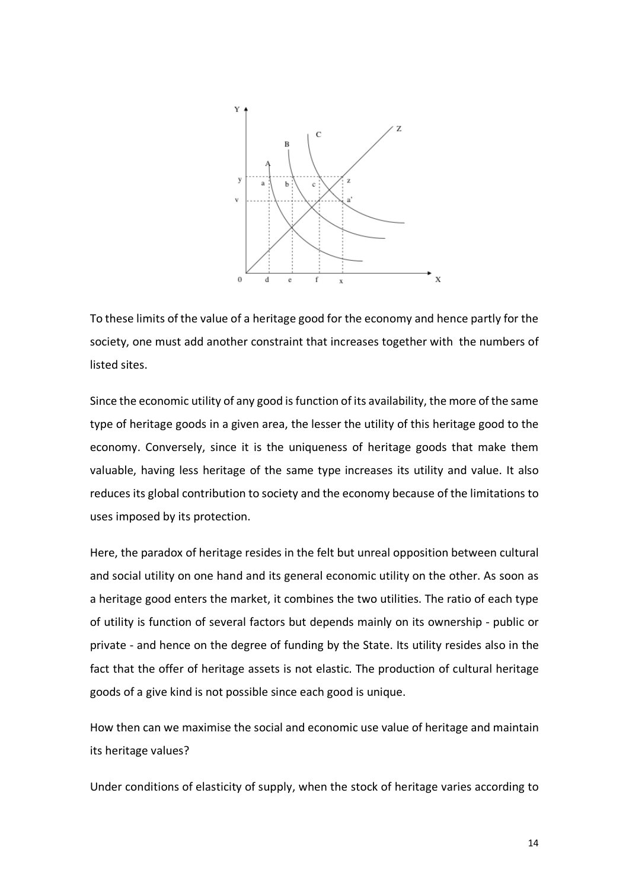To these limits of the value of a heritage good for the economy and hence partly for the society, one must add another constraint that increases together with the numbers of listed sites.

Since the economic utility of any good is function of its availability, the more of the same type of heritage goods in a given area, the lesser the utility of this heritage good to the economy. Conversely, since it is the uniqueness of heritage goods that make them valuable, having less heritage of the same type increases its utility and value. It also reduces its global contribution to society and the economy because of the limitations to uses imposed by its protection.

Here, the paradox of heritage resides in the felt but unreal opposition between cultural and social utility on one hand and its general economic utility on the other. As soon as a heritage good enters the market, it combines the two utilities. The ratio of each type of utility is function of several factors but depends mainly on its ownership - public or private - and hence on the degree of funding by the State. Its utility resides also in the fact that the offer of heritage assets is not elastic. The production of cultural heritage goods of a give kind is not possible since each good is unique.

How then can we maximise the social and economic use value of heritage and maintain its heritage values?

Under conditions of elasticity of supply, when the stock of heritage varies according to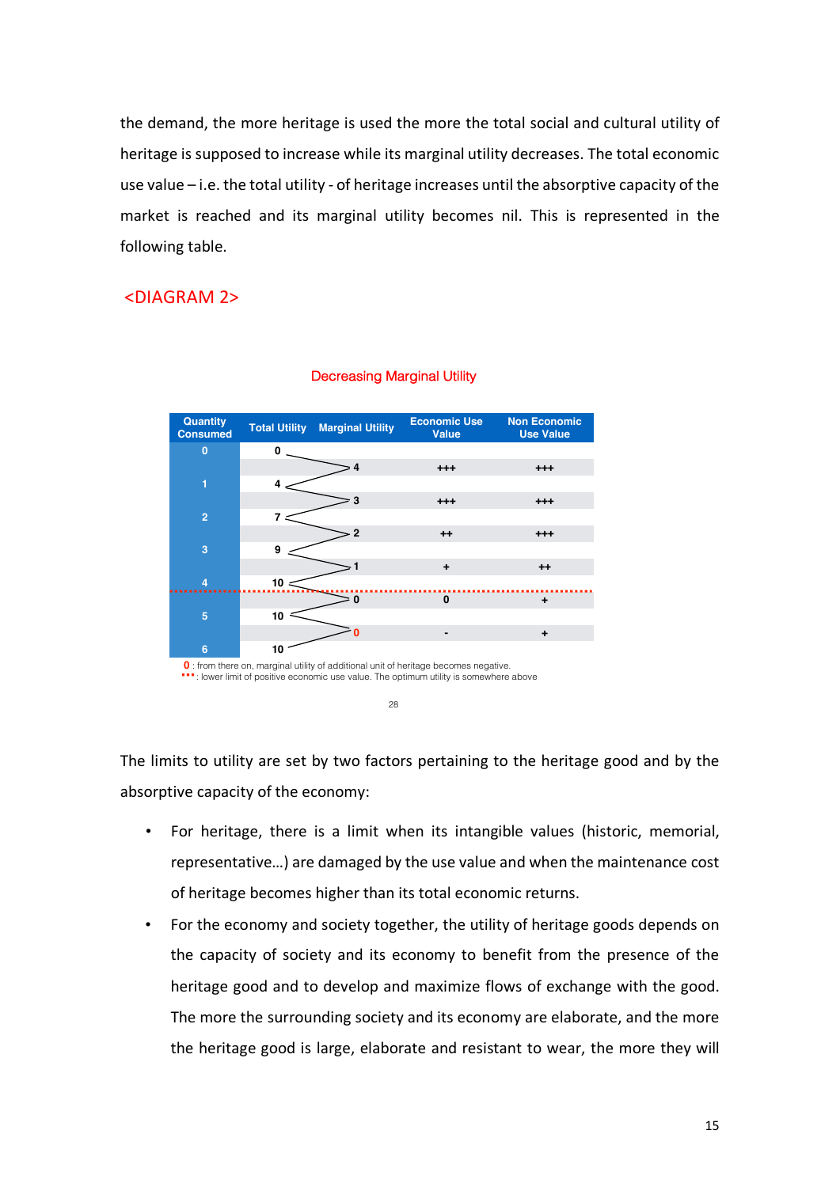the demand, the more heritage is used the more the total social and cultural utility of heritage is supposed to increase while its marginal utility decreases. The total economic use value – i.e. the total utility - of heritage increases until the absorptive capacity of the market is reached and its marginal utility becomes nil. This is represented in the following table.

<DIAGRAM 2>

Decreasing Marginal Utility

| Quantity Consumed | Total Utility | Marginal Utility | Economic Use Value | Non Economic Use Value |
|---|---|---|---|---|
| 0 | 0 | | | |
| | | 4 | +++ | +++ |
| 1 | 4 | | | |
| | | 3 | +++ | +++ |
| 2 | 7 | | | |
| | | 2 | ++ | +++ |
| 3 | 9 | | | |
| | | 1 | + | ++ |
| 4 | 10 | | | |
| | | 0 | 0 | + |
| 5 | 10 | | | |
| | | 0 | - | + |
| 6 | 10 | | | |

0 : from there on, marginal utility of additional unit of heritage becomes negative.
▪▪▪ : lower limit of positive economic use value. The optimum utility is somewhere above

28

The limits to utility are set by two factors pertaining to the heritage good and by the absorptive capacity of the economy:

- For heritage, there is a limit when its intangible values (historic, memorial, representative…) are damaged by the use value and when the maintenance cost of heritage becomes higher than its total economic returns.
- For the economy and society together, the utility of heritage goods depends on the capacity of society and its economy to benefit from the presence of the heritage good and to develop and maximize flows of exchange with the good. The more the surrounding society and its economy are elaborate, and the more the heritage good is large, elaborate and resistant to wear, the more they will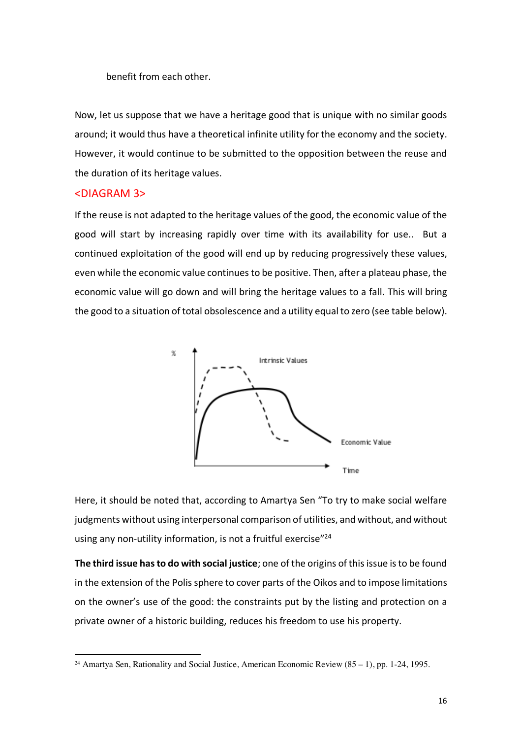benefit from each other.

Now, let us suppose that we have a heritage good that is unique with no similar goods around; it would thus have a theoretical infinite utility for the economy and the society. However, it would continue to be submitted to the opposition between the reuse and the duration of its heritage values.

<DIAGRAM 3>

If the reuse is not adapted to the heritage values of the good, the economic value of the good will start by increasing rapidly over time with its availability for use.. But a continued exploitation of the good will end up by reducing progressively these values, even while the economic value continues to be positive. Then, after a plateau phase, the economic value will go down and will bring the heritage values to a fall. This will bring the good to a situation of total obsolescence and a utility equal to zero (see table below).

Here, it should be noted that, according to Amartya Sen "To try to make social welfare judgments without using interpersonal comparison of utilities, and without, and without using any non-utility information, is not a fruitful exercise"[24]

**The third issue has to do with social justice**; one of the origins of this issue is to be found in the extension of the Polis sphere to cover parts of the Oikos and to impose limitations on the owner's use of the good: the constraints put by the listing and protection on a private owner of a historic building, reduces his freedom to use his property.

[24] Amartya Sen, Rationality and Social Justice, American Economic Review (85 – 1), pp. 1-24, 1995.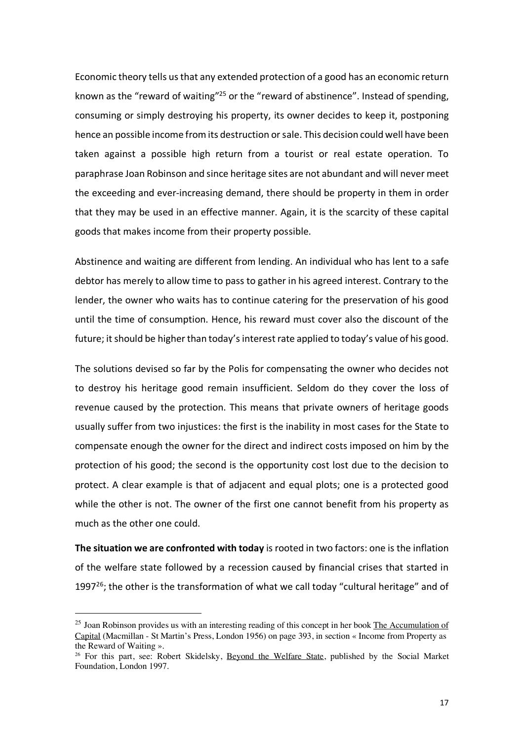Economic theory tells us that any extended protection of a good has an economic return known as the "reward of waiting"[25] or the "reward of abstinence". Instead of spending, consuming or simply destroying his property, its owner decides to keep it, postponing hence an possible income from its destruction or sale. This decision could well have been taken against a possible high return from a tourist or real estate operation. To paraphrase Joan Robinson and since heritage sites are not abundant and will never meet the exceeding and ever-increasing demand, there should be property in them in order that they may be used in an effective manner. Again, it is the scarcity of these capital goods that makes income from their property possible.

Abstinence and waiting are different from lending. An individual who has lent to a safe debtor has merely to allow time to pass to gather in his agreed interest. Contrary to the lender, the owner who waits has to continue catering for the preservation of his good until the time of consumption. Hence, his reward must cover also the discount of the future; it should be higher than today's interest rate applied to today's value of his good.

The solutions devised so far by the Polis for compensating the owner who decides not to destroy his heritage good remain insufficient. Seldom do they cover the loss of revenue caused by the protection. This means that private owners of heritage goods usually suffer from two injustices: the first is the inability in most cases for the State to compensate enough the owner for the direct and indirect costs imposed on him by the protection of his good; the second is the opportunity cost lost due to the decision to protect. A clear example is that of adjacent and equal plots; one is a protected good while the other is not. The owner of the first one cannot benefit from his property as much as the other one could.

**The situation we are confronted with today** is rooted in two factors: one is the inflation of the welfare state followed by a recession caused by financial crises that started in 1997[26]; the other is the transformation of what we call today "cultural heritage" and of

---

[25] Joan Robinson provides us with an interesting reading of this concept in her book The Accumulation of Capital (Macmillan - St Martin's Press, London 1956) on page 393, in section « Income from Property as the Reward of Waiting ».

[26] For this part, see: Robert Skidelsky, Beyond the Welfare State, published by the Social Market Foundation, London 1997.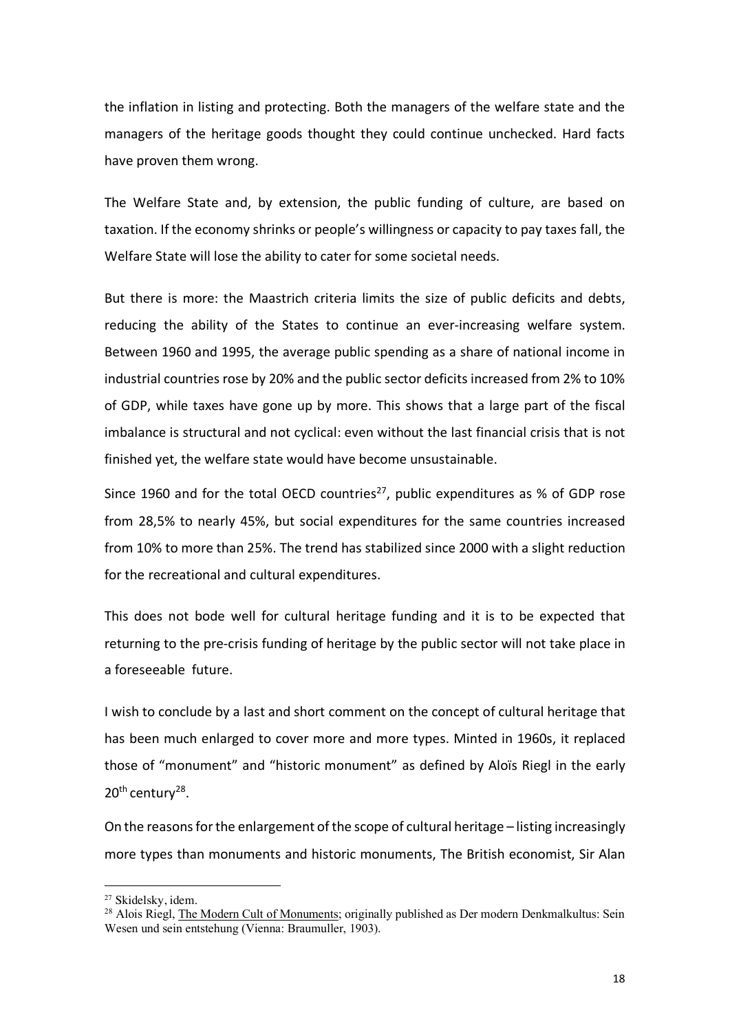the inflation in listing and protecting. Both the managers of the welfare state and the managers of the heritage goods thought they could continue unchecked. Hard facts have proven them wrong.

The Welfare State and, by extension, the public funding of culture, are based on taxation. If the economy shrinks or people's willingness or capacity to pay taxes fall, the Welfare State will lose the ability to cater for some societal needs.

But there is more: the Maastrich criteria limits the size of public deficits and debts, reducing the ability of the States to continue an ever-increasing welfare system. Between 1960 and 1995, the average public spending as a share of national income in industrial countries rose by 20% and the public sector deficits increased from 2% to 10% of GDP, while taxes have gone up by more. This shows that a large part of the fiscal imbalance is structural and not cyclical: even without the last financial crisis that is not finished yet, the welfare state would have become unsustainable.

Since 1960 and for the total OECD countries[27], public expenditures as % of GDP rose from 28,5% to nearly 45%, but social expenditures for the same countries increased from 10% to more than 25%. The trend has stabilized since 2000 with a slight reduction for the recreational and cultural expenditures.

This does not bode well for cultural heritage funding and it is to be expected that returning to the pre-crisis funding of heritage by the public sector will not take place in a foreseeable future.

I wish to conclude by a last and short comment on the concept of cultural heritage that has been much enlarged to cover more and more types. Minted in 1960s, it replaced those of "monument" and "historic monument" as defined by Aloïs Riegl in the early 20th century[28].

On the reasons for the enlargement of the scope of cultural heritage – listing increasingly more types than monuments and historic monuments, The British economist, Sir Alan

---

[27] Skidelsky, idem.

[28] Alois Riegl, The Modern Cult of Monuments; originally published as Der modern Denkmalkultus: Sein Wesen und sein entstehung (Vienna: Braumuller, 1903).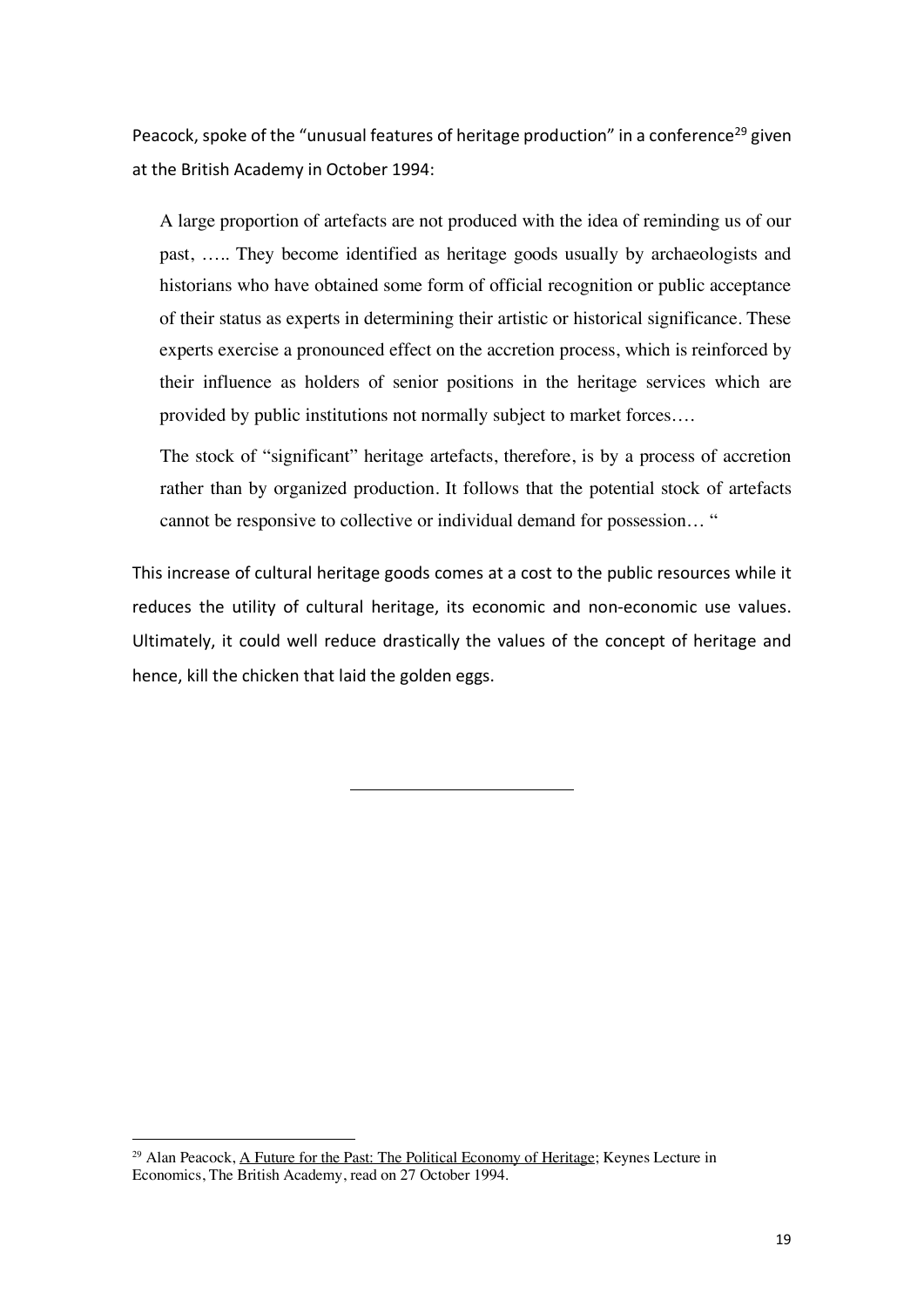Peacock, spoke of the "unusual features of heritage production" in a conference[29] given at the British Academy in October 1994:

> A large proportion of artefacts are not produced with the idea of reminding us of our past, ….. They become identified as heritage goods usually by archaeologists and historians who have obtained some form of official recognition or public acceptance of their status as experts in determining their artistic or historical significance. These experts exercise a pronounced effect on the accretion process, which is reinforced by their influence as holders of senior positions in the heritage services which are provided by public institutions not normally subject to market forces….
>
> The stock of "significant" heritage artefacts, therefore, is by a process of accretion rather than by organized production. It follows that the potential stock of artefacts cannot be responsive to collective or individual demand for possession… "

This increase of cultural heritage goods comes at a cost to the public resources while it reduces the utility of cultural heritage, its economic and non-economic use values. Ultimately, it could well reduce drastically the values of the concept of heritage and hence, kill the chicken that laid the golden eggs.

---

[29] Alan Peacock, A Future for the Past: The Political Economy of Heritage; Keynes Lecture in Economics, The British Academy, read on 27 October 1994.